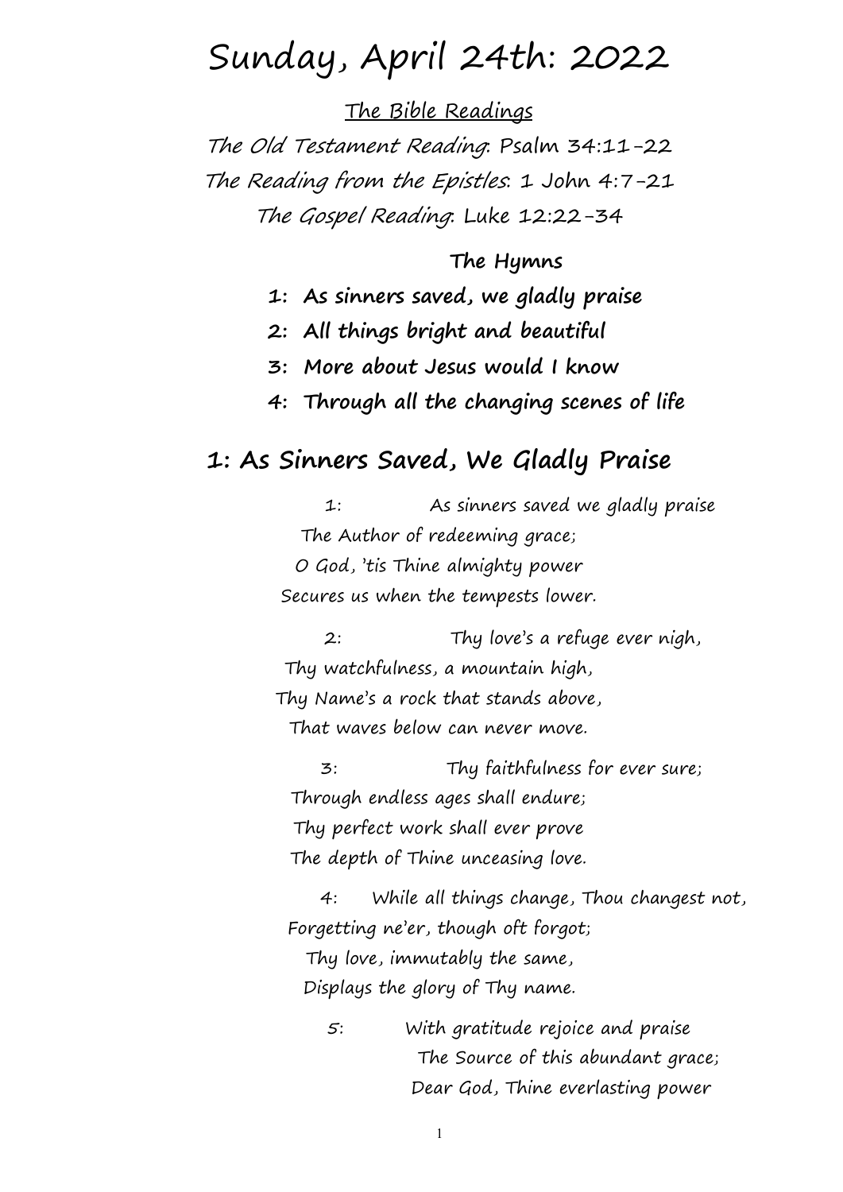# Sunday, April 24th: 2022

The Bible Readings

*The Old Testament Reading*: Psalm 34:11-22

*The Reading from the Epistles*: 1 John 4:7-21

*The Gospel Reading*: Luke 12:22-34

**The Hymns**

**1: As sinners saved, we gladly praise**

**2: All things bright and beautiful**

**3: More about Jesus would I know**

**4: Through all the changing scenes of life**

## 1: As Sinners Saved, We Gladly Praise

1: As sinners saved we gladly praise
The Author of redeeming grace;
O God, 'tis Thine almighty power
Secures us when the tempests lower.

2: Thy love's a refuge ever nigh,
Thy watchfulness, a mountain high,
Thy Name's a rock that stands above,
That waves below can never move.

3: Thy faithfulness for ever sure;
Through endless ages shall endure;
Thy perfect work shall ever prove
The depth of Thine unceasing love.

4: While all things change, Thou changest not,
Forgetting ne'er, though oft forgot;
Thy love, immutably the same,
Displays the glory of Thy name.

5: With gratitude rejoice and praise
The Source of this abundant grace;
Dear God, Thine everlasting power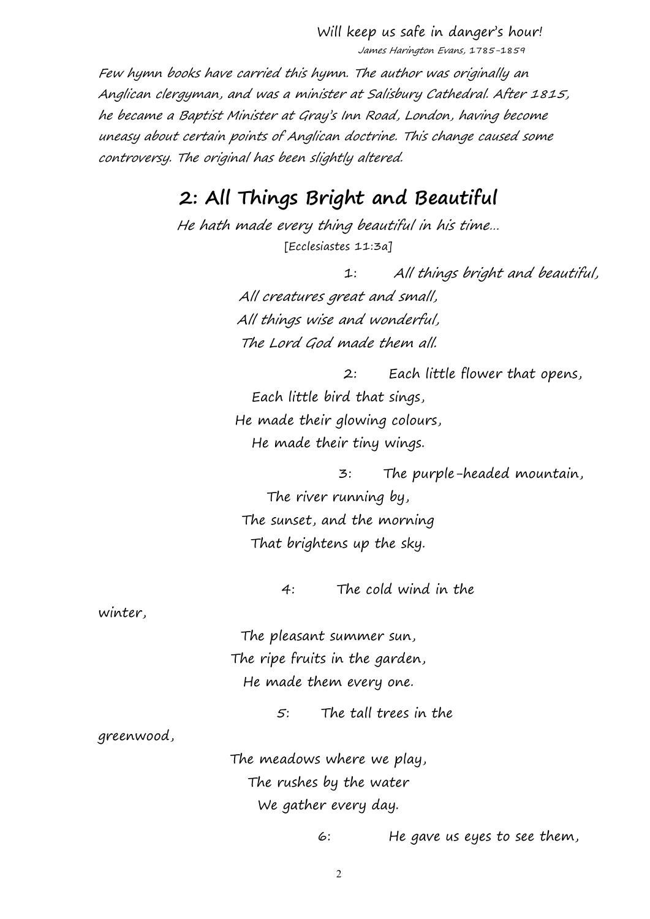Will keep us safe in danger's hour!

*James Harington Evans, 1785-1859*

*Few hymn books have carried this hymn. The author was originally an Anglican clergyman, and was a minister at Salisbury Cathedral. After 1815, he became a Baptist Minister at Gray's Inn Road, London, having become uneasy about certain points of Anglican doctrine. This change caused some controversy. The original has been slightly altered.*

## 2: All Things Bright and Beautiful

*He hath made every thing beautiful in his time...*

[Ecclesiastes 11:3a]

1: *All things bright and beautiful,*
*All creatures great and small,*
*All things wise and wonderful,*
*The Lord God made them all.*

2: Each little flower that opens,
Each little bird that sings,
He made their glowing colours,
He made their tiny wings.

3: The purple-headed mountain,
The river running by,
The sunset, and the morning
That brightens up the sky.

4: The cold wind in the winter,
The pleasant summer sun,
The ripe fruits in the garden,
He made them every one.

5: The tall trees in the greenwood,
The meadows where we play,
The rushes by the water
We gather every day.

6: He gave us eyes to see them,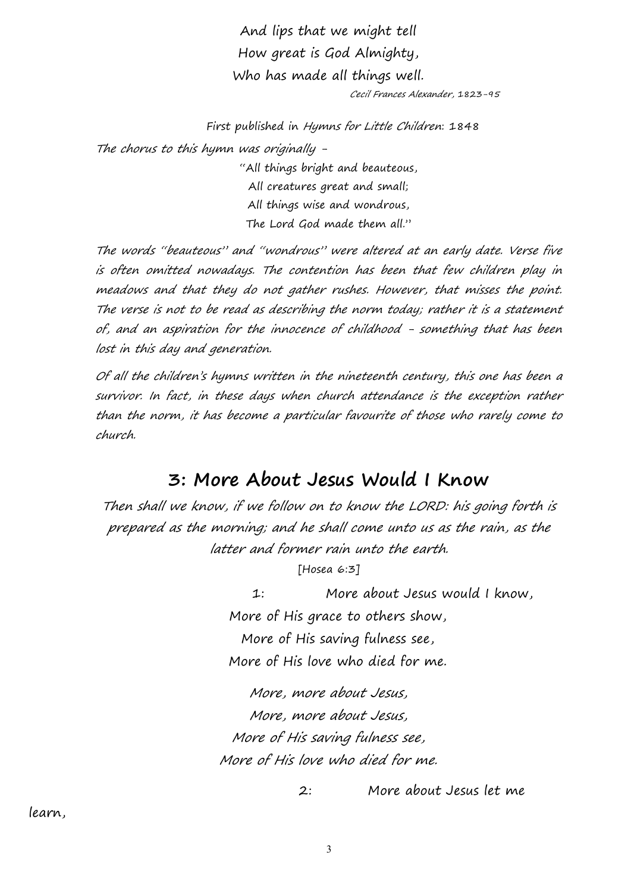And lips that we might tell
How great is God Almighty,
Who has made all things well.

*Cecil Frances Alexander, 1823-95*

First published in *Hymns for Little Children*: 1848

*The chorus to this hymn was originally -*

"All things bright and beauteous,
All creatures great and small;
All things wise and wondrous,
The Lord God made them all."

*The words "beauteous" and "wondrous" were altered at an early date. Verse five is often omitted nowadays. The contention has been that few children play in meadows and that they do not gather rushes. However, that misses the point. The verse is not to be read as describing the norm today; rather it is a statement of, and an aspiration for the innocence of childhood - something that has been lost in this day and generation.*

*Of all the children's hymns written in the nineteenth century, this one has been a survivor. In fact, in these days when church attendance is the exception rather than the norm, it has become a particular favourite of those who rarely come to church.*

## 3: More About Jesus Would I Know

*Then shall we know, if we follow on to know the LORD: his going forth is prepared as the morning; and he shall come unto us as the rain, as the latter and former rain unto the earth.*

[Hosea 6:3]

1: More about Jesus would I know,
More of His grace to others show,
More of His saving fulness see,
More of His love who died for me.

*More, more about Jesus,*
*More, more about Jesus,*
*More of His saving fulness see,*
*More of His love who died for me.*

2: More about Jesus let me learn,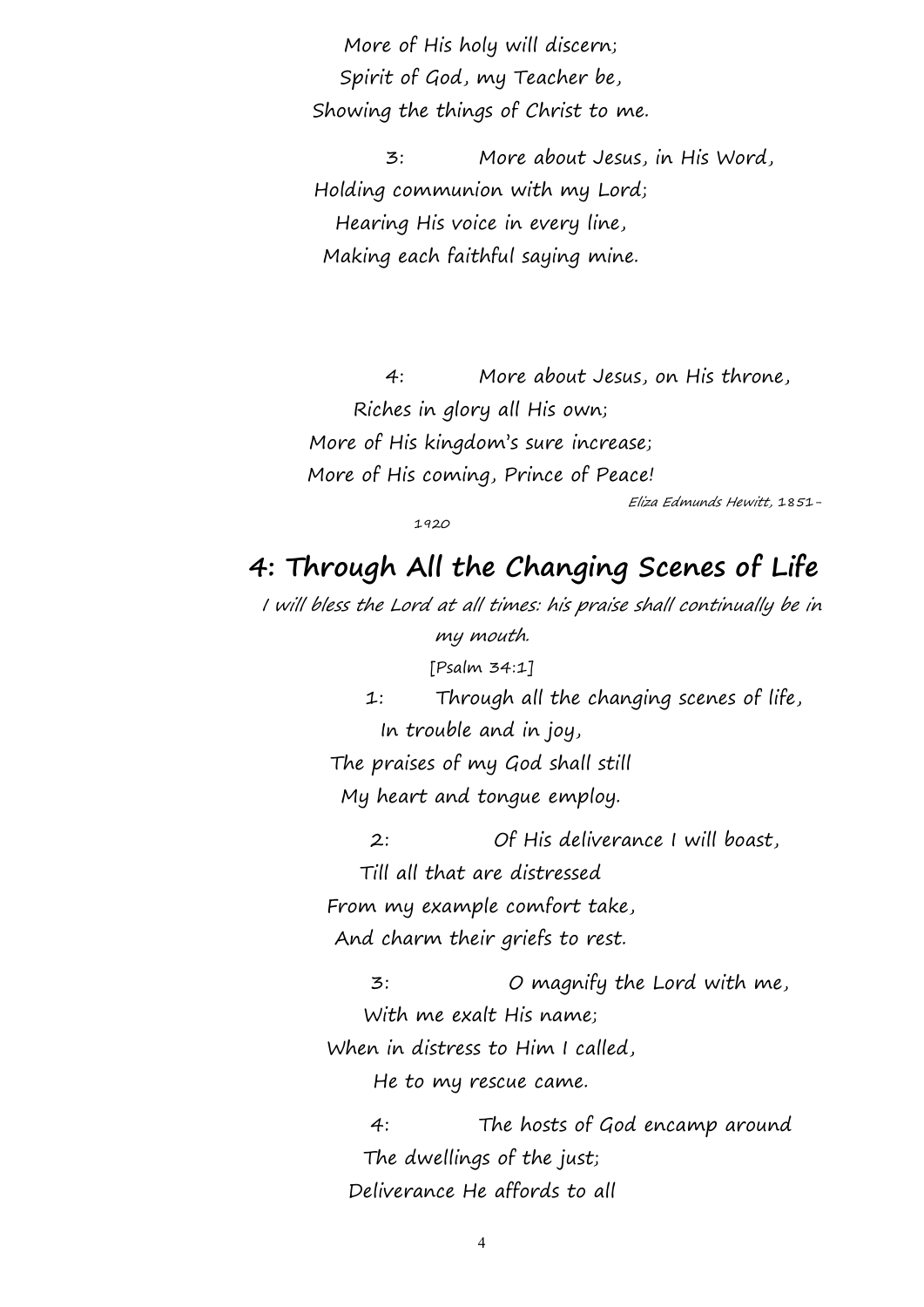More of His holy will discern;
Spirit of God, my Teacher be,
Showing the things of Christ to me.

3: More about Jesus, in His Word,
Holding communion with my Lord;
Hearing His voice in every line,
Making each faithful saying mine.

4: More about Jesus, on His throne,
Riches in glory all His own;
More of His kingdom's sure increase;
More of His coming, Prince of Peace!

*Eliza Edmunds Hewitt, 1851-1920*

## 4: Through All the Changing Scenes of Life

*I will bless the Lord at all times: his praise shall continually be in my mouth.*
[Psalm 34:1]

1: Through all the changing scenes of life,
In trouble and in joy,
The praises of my God shall still
My heart and tongue employ.

2: Of His deliverance I will boast,
Till all that are distressed
From my example comfort take,
And charm their griefs to rest.

3: O magnify the Lord with me,
With me exalt His name;
When in distress to Him I called,
He to my rescue came.

4: The hosts of God encamp around
The dwellings of the just;
Deliverance He affords to all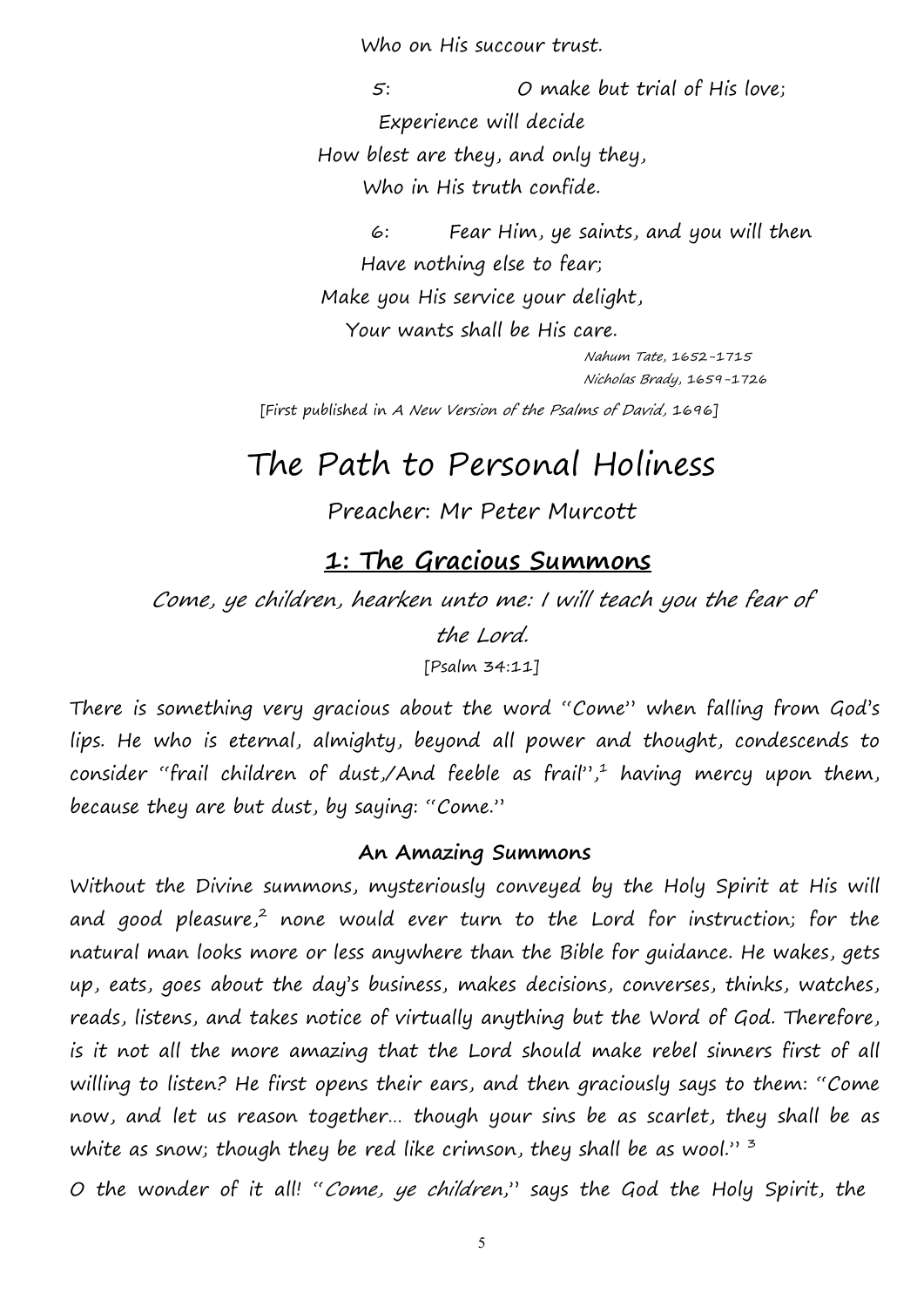Who on His succour trust.

5: O make but trial of His love;
Experience will decide
How blest are they, and only they,
Who in His truth confide.

6: Fear Him, ye saints, and you will then
Have nothing else to fear;
Make you His service your delight,
Your wants shall be His care.

*Nahum Tate, 1652-1715*
*Nicholas Brady, 1659-1726*

[First published in *A New Version of the Psalms of David*, 1696]

# The Path to Personal Holiness

Preacher: Mr Peter Murcott

## 1: The Gracious Summons

*Come, ye children, hearken unto me: I will teach you the fear of the Lord.*
[Psalm 34:11]

There is something very gracious about the word "Come" when falling from God's lips. He who is eternal, almighty, beyond all power and thought, condescends to consider "frail children of dust,/And feeble as frail",[1] having mercy upon them, because they are but dust, by saying: "Come."

### An Amazing Summons

Without the Divine summons, mysteriously conveyed by the Holy Spirit at His will and good pleasure,[2] none would ever turn to the Lord for instruction; for the natural man looks more or less anywhere than the Bible for guidance. He wakes, gets up, eats, goes about the day's business, makes decisions, converses, thinks, watches, reads, listens, and takes notice of virtually anything but the Word of God. Therefore, is it not all the more amazing that the Lord should make rebel sinners first of all willing to listen? He first opens their ears, and then graciously says to them: "Come now, and let us reason together… though your sins be as scarlet, they shall be as white as snow; though they be red like crimson, they shall be as wool." [3]

O the wonder of it all! "*Come, ye children*," says the God the Holy Spirit, the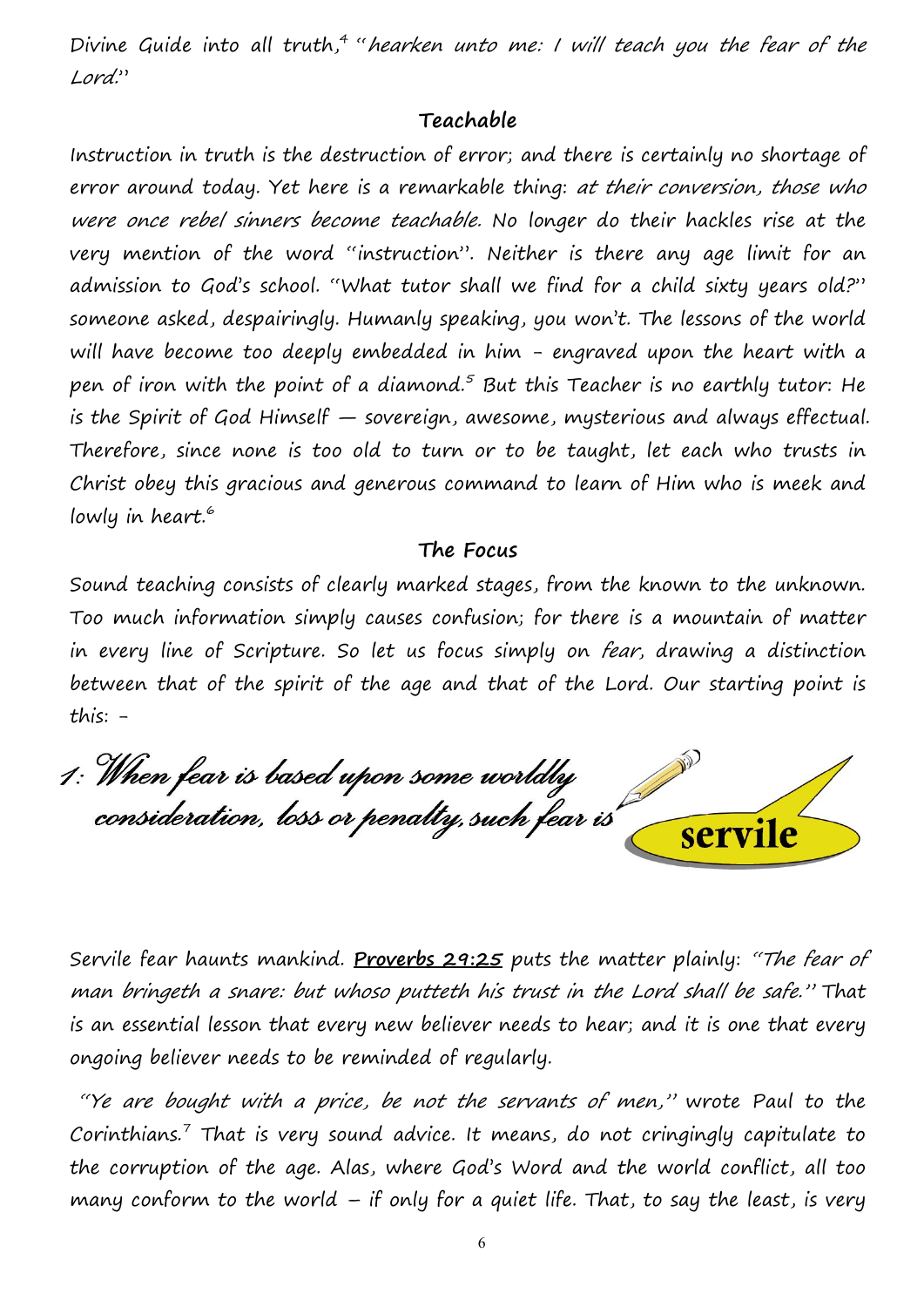Divine Guide into all truth,[4] "*hearken unto me: I will teach you the fear of the Lord*."

## Teachable

Instruction in truth is the destruction of error; and there is certainly no shortage of error around today. Yet here is a remarkable thing: *at their conversion, those who were once rebel sinners become teachable.* No longer do their hackles rise at the very mention of the word "instruction". Neither is there any age limit for an admission to God's school. "What tutor shall we find for a child sixty years old?" someone asked, despairingly. Humanly speaking, you won't. The lessons of the world will have become too deeply embedded in him - engraved upon the heart with a pen of iron with the point of a diamond.[5] But this Teacher is no earthly tutor: He is the Spirit of God Himself — sovereign, awesome, mysterious and always effectual. Therefore, since none is too old to turn or to be taught, let each who trusts in Christ obey this gracious and generous command to learn of Him who is meek and lowly in heart.[6]

## The Focus

Sound teaching consists of clearly marked stages, from the known to the unknown. Too much information simply causes confusion; for there is a mountain of matter in every line of Scripture. So let us focus simply on *fear*, drawing a distinction between that of the spirit of the age and that of the Lord. Our starting point is this: -

### *1: When fear is based upon some worldly consideration, loss or penalty, such fear is* **servile**

Servile fear haunts mankind. **Proverbs 29:25** puts the matter plainly: "*The fear of man bringeth a snare: but whoso putteth his trust in the Lord shall be safe.*" That is an essential lesson that every new believer needs to hear; and it is one that every ongoing believer needs to be reminded of regularly.

"*Ye are bought with a price, be not the servants of men,*" wrote Paul to the Corinthians.[7] That is very sound advice. It means, do not cringingly capitulate to the corruption of the age. Alas, where God's Word and the world conflict, all too many conform to the world – if only for a quiet life. That, to say the least, is very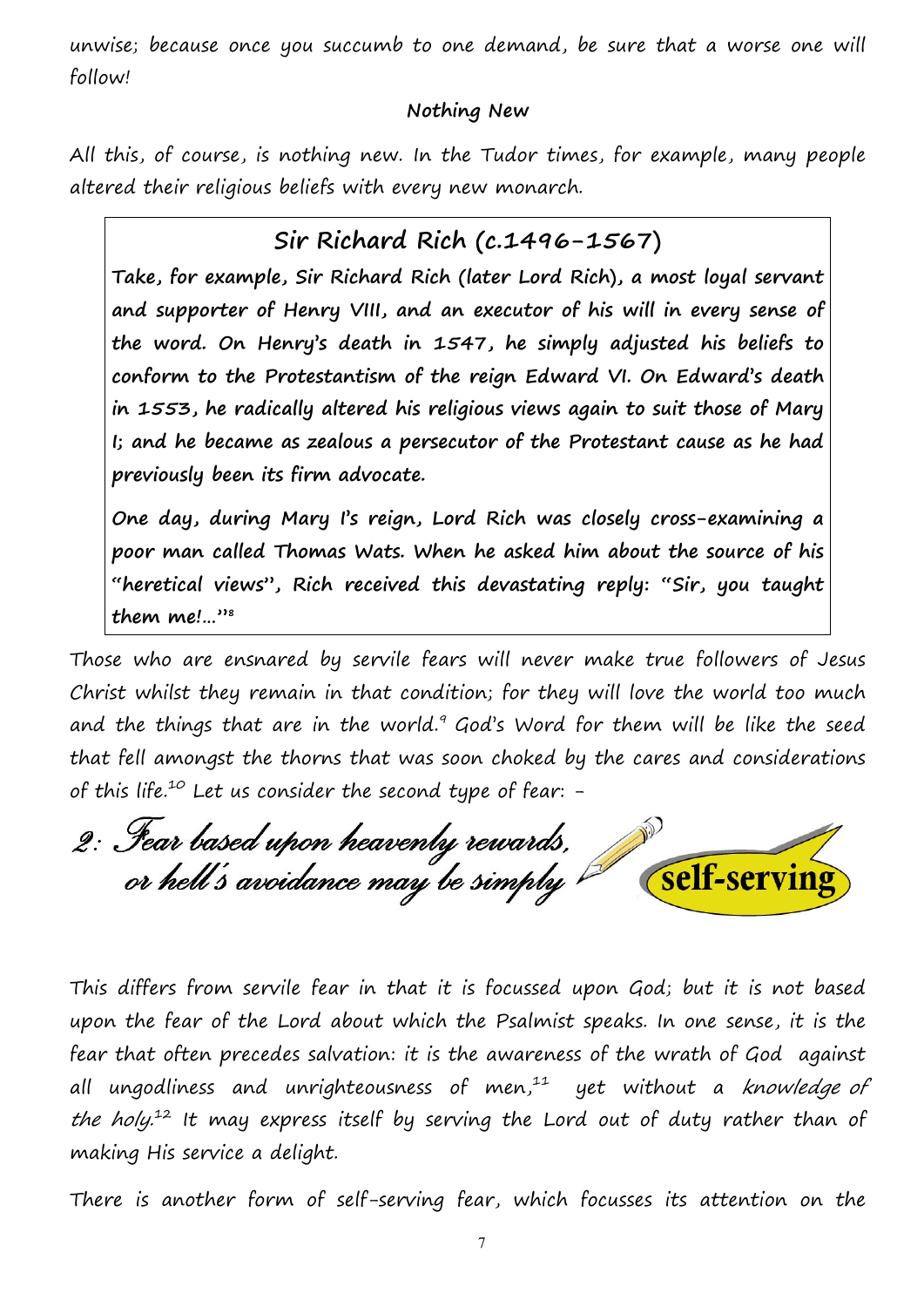unwise; because once you succumb to one demand, be sure that a worse one will follow!

### Nothing New

All this, of course, is nothing new. In the Tudor times, for example, many people altered their religious beliefs with every new monarch.

> ### Sir Richard Rich (c.1496-1567)
>
> **Take, for example, Sir Richard Rich (later Lord Rich), a most loyal servant and supporter of Henry VIII, and an executor of his will in every sense of the word. On Henry's death in 1547, he simply adjusted his beliefs to conform to the Protestantism of the reign Edward VI. On Edward's death in 1553, he radically altered his religious views again to suit those of Mary I; and he became as zealous a persecutor of the Protestant cause as he had previously been its firm advocate.**
>
> **One day, during Mary I's reign, Lord Rich was closely cross-examining a poor man called Thomas Wats. When he asked him about the source of his "heretical views", Rich received this devastating reply: "Sir, you taught them me!..."[8]**

Those who are ensnared by servile fears will never make true followers of Jesus Christ whilst they remain in that condition; for they will love the world too much and the things that are in the world.[9] God's Word for them will be like the seed that fell amongst the thorns that was soon choked by the cares and considerations of this life.[10] Let us consider the second type of fear: -

## 2: *Fear based upon heavenly rewards, or hell's avoidance may be simply* self-serving

This differs from servile fear in that it is focussed upon God; but it is not based upon the fear of the Lord about which the Psalmist speaks. In one sense, it is the fear that often precedes salvation: it is the awareness of the wrath of God against all ungodliness and unrighteousness of men,[11] yet without a *knowledge of the holy*.[12] It may express itself by serving the Lord out of duty rather than of making His service a delight.

There is another form of self-serving fear, which focusses its attention on the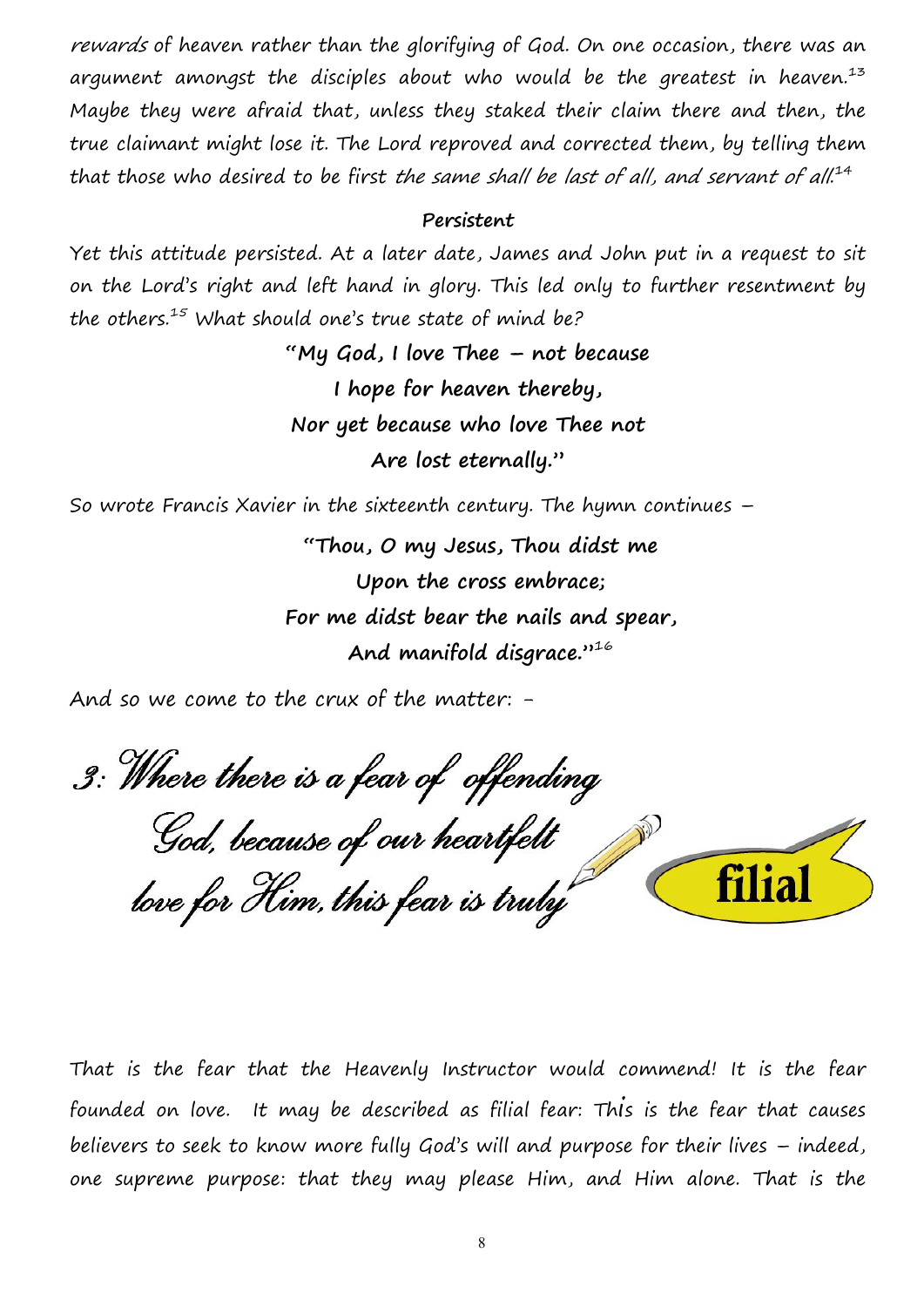*rewards* of heaven rather than the glorifying of God. On one occasion, there was an argument amongst the disciples about who would be the greatest in heaven.[13] Maybe they were afraid that, unless they staked their claim there and then, the true claimant might lose it. The Lord reproved and corrected them, by telling them that those who desired to be first *the same shall be last of all, and servant of all*.[14]

**Persistent**

Yet this attitude persisted. At a later date, James and John put in a request to sit on the Lord's right and left hand in glory. This led only to further resentment by the others.[15] What should one's true state of mind be?

> **"My God, I love Thee – not because**
> **I hope for heaven thereby,**
> **Nor yet because who love Thee not**
> **Are lost eternally."**

So wrote Francis Xavier in the sixteenth century. The hymn continues –

> **"Thou, O my Jesus, Thou didst me**
> **Upon the cross embrace;**
> **For me didst bear the nails and spear,**
> **And manifold disgrace."**[16]

And so we come to the crux of the matter: -

## 3: Where there is a fear of offending God, because of our heartfelt love for Him, this fear is truly filial

That is the fear that the Heavenly Instructor would commend! It is the fear founded on love. It may be described as filial fear: This is the fear that causes believers to seek to know more fully God's will and purpose for their lives – indeed, one supreme purpose: that they may please Him, and Him alone. That is the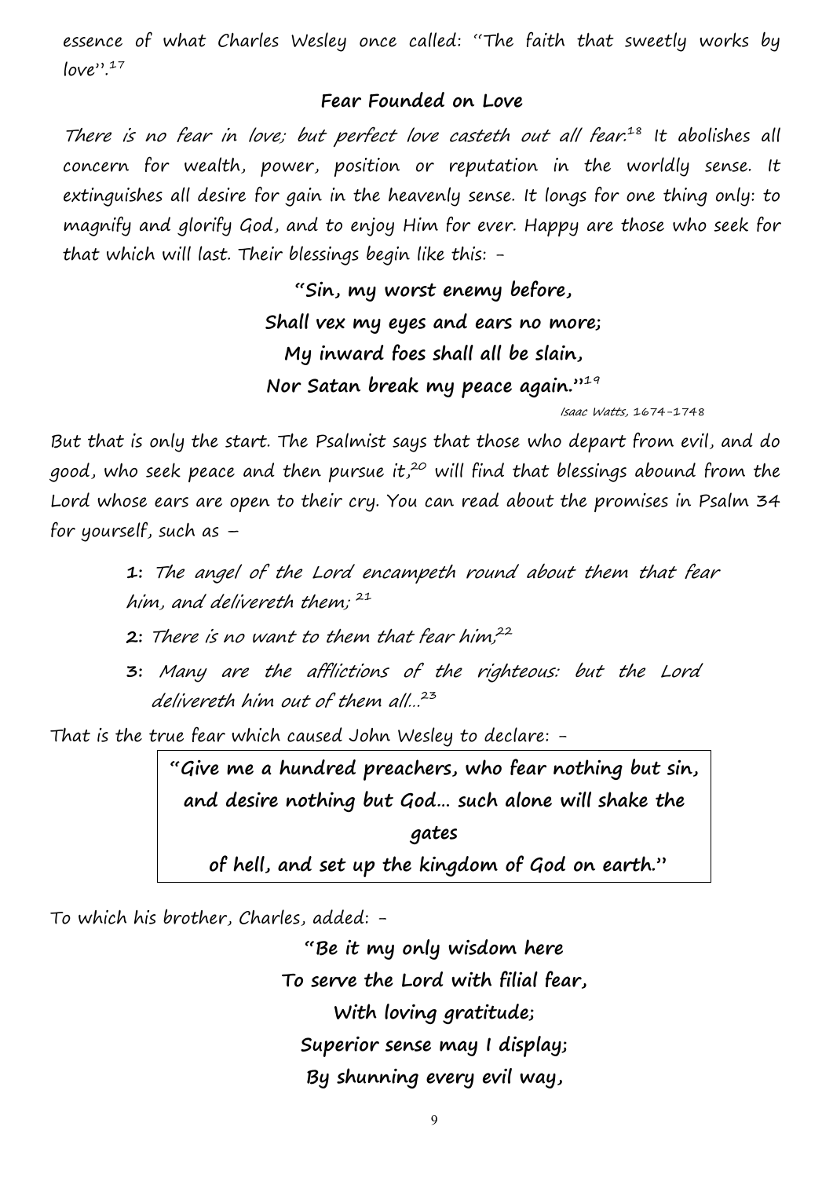essence of what Charles Wesley once called: "The faith that sweetly works by love".[17]

## Fear Founded on Love

*There is no fear in love; but perfect love casteth out all fear.*[18] It abolishes all concern for wealth, power, position or reputation in the worldly sense. It extinguishes all desire for gain in the heavenly sense. It longs for one thing only: to magnify and glorify God, and to enjoy Him for ever. Happy are those who seek for that which will last. Their blessings begin like this: -

> **"Sin, my worst enemy before,**
> **Shall vex my eyes and ears no more;**
> **My inward foes shall all be slain,**
> **Nor Satan break my peace again."**[19]
>
> *Isaac Watts,* 1674-1748

But that is only the start. The Psalmist says that those who depart from evil, and do good, who seek peace and then pursue it,[20] will find that blessings abound from the Lord whose ears are open to their cry. You can read about the promises in Psalm 34 for yourself, such as –

**1:** *The angel of the Lord encampeth round about them that fear him, and delivereth them;* [21]

**2:** *There is no want to them that fear him;*[22]

**3:** *Many are the afflictions of the righteous: but the Lord delivereth him out of them all...*[23]

That is the true fear which caused John Wesley to declare: -

> **"Give me a hundred preachers, who fear nothing but sin, and desire nothing but God... such alone will shake the gates of hell, and set up the kingdom of God on earth."**

To which his brother, Charles, added: -

> **"Be it my only wisdom here**
> **To serve the Lord with filial fear,**
> **With loving gratitude;**
> **Superior sense may I display;**
> **By shunning every evil way,**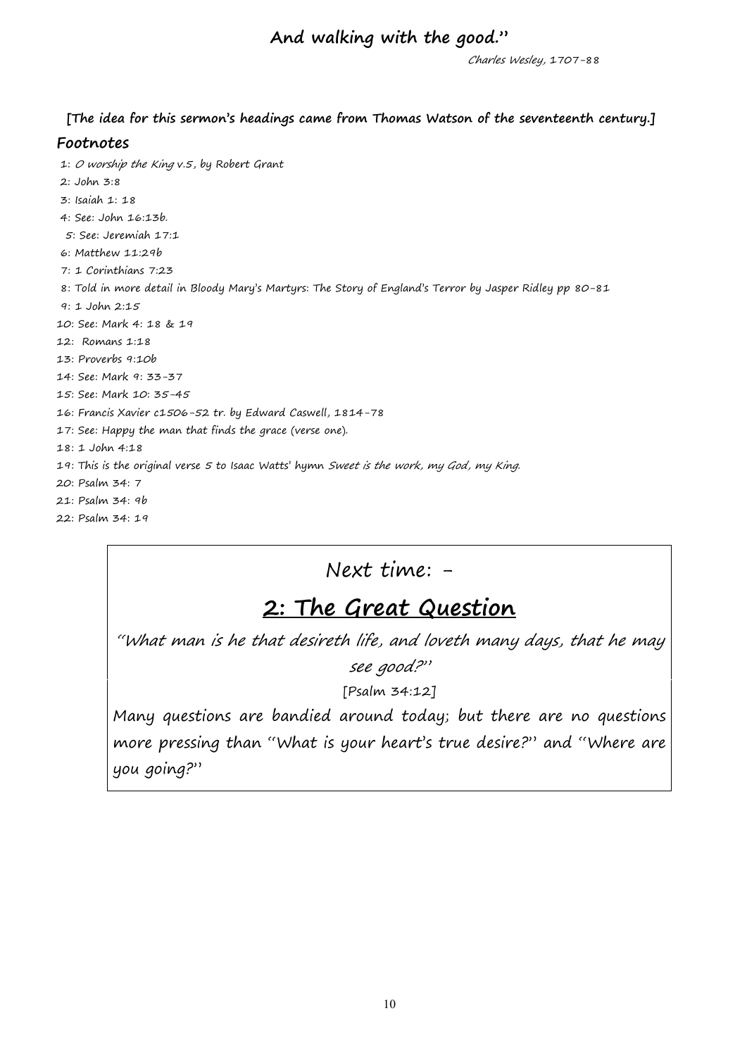**And walking with the good."**

*Charles Wesley, 1707-88*

**[The idea for this sermon's headings came from Thomas Watson of the seventeenth century.]**

**Footnotes**

1: *O worship the King* v.5, by Robert Grant
2: John 3:8
3: Isaiah 1: 18
4: See: John 16:13b.
5: See: Jeremiah 17:1
6: Matthew 11:29b
7: 1 Corinthians 7:23
8: Told in more detail in Bloody Mary's Martyrs: The Story of England's Terror by Jasper Ridley pp 80-81
9: 1 John 2:15
10: See: Mark 4: 18 & 19
12: Romans 1:18
13: Proverbs 9:10b
14: See: Mark 9: 33-37
15: See: Mark 10: 35-45
16: Francis Xavier c1506-52 tr. by Edward Caswell, 1814-78
17: See: Happy the man that finds the grace (verse one).
18: 1 John 4:18
19: This is the original verse 5 to Isaac Watts' hymn *Sweet is the work, my God, my King.*
20: Psalm 34: 7
21: Psalm 34: 9b
22: Psalm 34: 19

Next time: -

## 2: The Great Question

*"What man is he that desireth life, and loveth many days, that he may see good?"*

[Psalm 34:12]

Many questions are bandied around today; but there are no questions more pressing than "What is your heart's true desire?" and "Where are you going?"